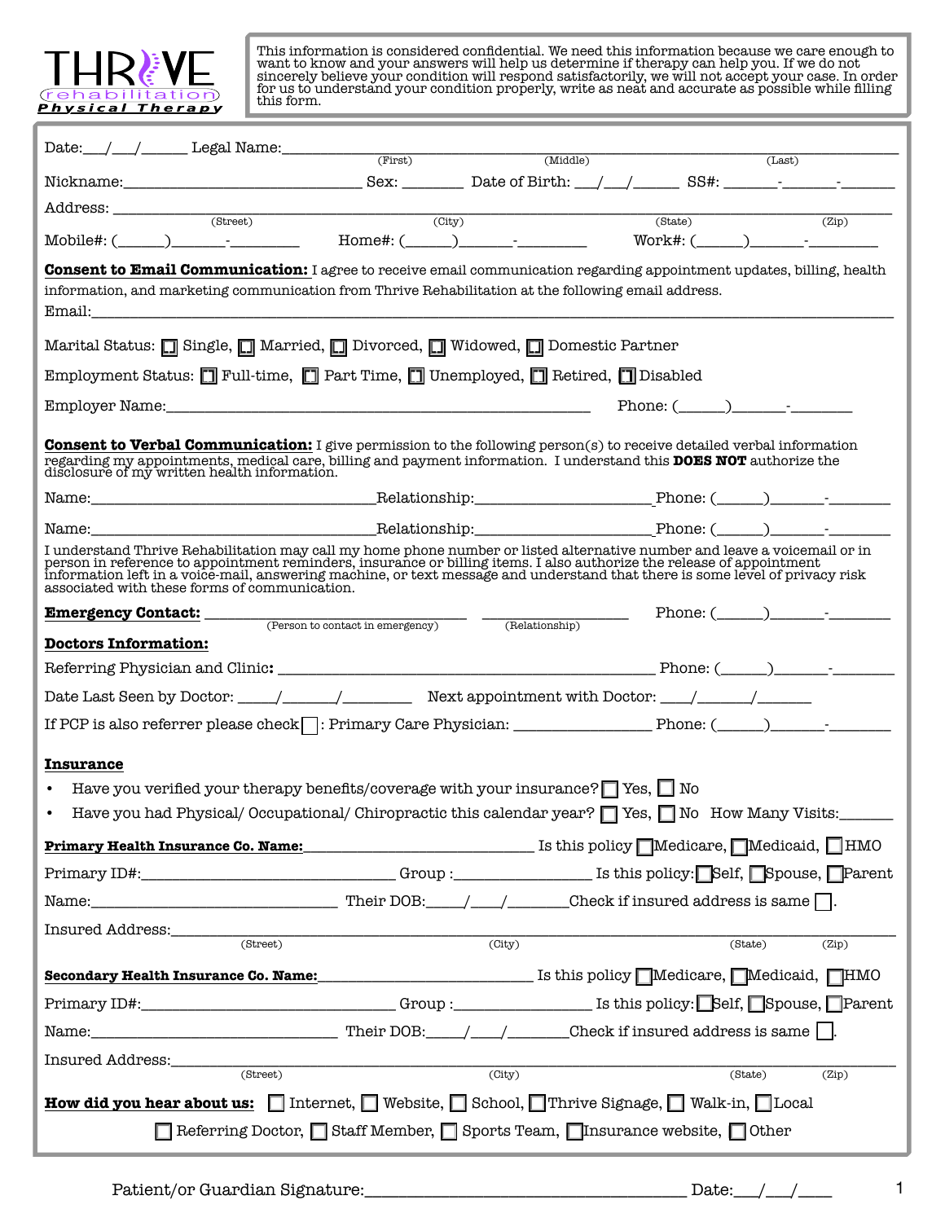THRIVE rehabilitation Physical Therapy

This information is considered confidential. We need this information because we care enough to want to know and your answers will help us determine if therapy can help you. If we do not sincerely believe your condition will respond satisfactorily, we will not accept your case. In order for us to understand your condition properly, write as neat and accurate as possible while filling this form.

Date:___/___/______ Legal Name:______________________________________________________________
(First) (Middle) (Last)

Nickname:______________________________ Sex: ________ Date of Birth: ___/___/______ SS#: _______-_______-_______

Address: ________________________________________________________________________________
(Street) (City) (State) (Zip)

Mobile#: (______)_______-_________ Home#: (______)_______-_________ Work#: (______)_______-_________

**Consent to Email Communication:** I agree to receive email communication regarding appointment updates, billing, health information, and marketing communication from Thrive Rehabilitation at the following email address.

Email:________________________________________________________________________________

Marital Status: ☐ Single, ☐ Married, ☐ Divorced, ☐ Widowed, ☐ Domestic Partner

Employment Status: ☐ Full-time, ☐ Part Time, ☐ Unemployed, ☐ Retired, ☐ Disabled

Employer Name:_____________________________________________________ Phone: (______)_______-________

**Consent to Verbal Communication:** I give permission to the following person(s) to receive detailed verbal information regarding my appointments, medical care, billing and payment information. I understand this **DOES NOT** authorize the disclosure of my written health information.

Name:____________________________________Relationship:______________________Phone: (______)_______-________

Name:____________________________________Relationship:______________________Phone: (______)_______-________

I understand Thrive Rehabilitation may call my home phone number or listed alternative number and leave a voicemail or in person in reference to appointment reminders, insurance or billing items. I also authorize the release of appointment information left in a voice-mail, answering machine, or text message and understand that there is some level of privacy risk associated with these forms of communication.

**Emergency Contact:** ______________________________ __________________ Phone: (______)_______-________
(Person to contact in emergency) (Relationship)

**Doctors Information:**

Referring Physician and Clinic: ______________________________________________ Phone: (______)_______-________

Date Last Seen by Doctor: _____/_______/_________ Next appointment with Doctor: ____/_______/_______

If PCP is also referrer please check ☐ : Primary Care Physician: _________________ Phone: (______)_______-________

**Insurance**

- Have you verified your therapy benefits/coverage with your insurance? ☐ Yes, ☐ No
- Have you had Physical/ Occupational/ Chiropractic this calendar year? ☐ Yes, ☐ No How Many Visits:_______

**Primary Health Insurance Co. Name:**_____________________________ Is this policy ☐ Medicare, ☐ Medicaid, ☐ HMO

Primary ID#:________________________________ Group :_________________ Is this policy: ☐ Self, ☐ Spouse, ☐ Parent

Name:________________________________ Their DOB:_____/____/________Check if insured address is same ☐.

Insured Address:________________________________________________________________________
(Street) (City) (State) (Zip)

**Secondary Health Insurance Co. Name:**___________________________ Is this policy ☐ Medicare, ☐ Medicaid, ☐ HMO

Primary ID#:________________________________ Group :_________________ Is this policy: ☐ Self, ☐ Spouse, ☐ Parent

Name:________________________________ Their DOB:_____/____/________Check if insured address is same ☐.

Insured Address:________________________________________________________________________
(Street) (City) (State) (Zip)

**How did you hear about us:** ☐ Internet, ☐ Website, ☐ School, ☐ Thrive Signage, ☐ Walk-in, ☐ Local ☐ Referring Doctor, ☐ Staff Member, ☐ Sports Team, ☐ Insurance website, ☐ Other

Patient/or Guardian Signature:_____________________________________ Date:___/___/____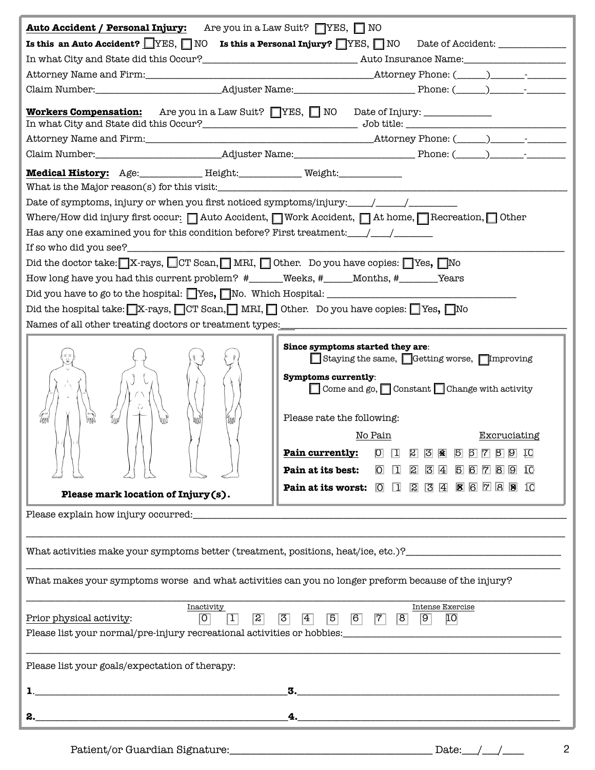**Auto Accident / Personal Injury:** Are you in a Law Suit? ☐ YES, ☐ NO

**Is this an Auto Accident?** ☐ YES, ☐ NO **Is this a Personal Injury?** ☐ YES, ☐ NO Date of Accident: ____________

In what City and State did this Occur?______________________________ Auto Insurance Name:____________________

Attorney Name and Firm:____________________________________________Attorney Phone: (_____)______-_______

Claim Number:_________________________Adjuster Name:_______________________ Phone: (_____)______-_______

**Workers Compensation:** Are you in a Law Suit? ☐ YES, ☐ NO Date of Injury: ____________

In what City and State did this Occur?______________________________ Job title: ______________________________

Attorney Name and Firm:____________________________________________Attorney Phone: (_____)______-_______

Claim Number:_________________________Adjuster Name:_______________________ Phone: (_____)______-_______

**Medical History:** Age:___________ Height:___________ Weight:___________

What is the Major reason(s) for this visit:_________________________________________________________________

Date of symptoms, injury or when you first noticed symptoms/injury:____/_____/________

Where/How did injury first occur: ☐ Auto Accident, ☐ Work Accident, ☐ At home, ☐ Recreation, ☐ Other

Has any one examined you for this condition before? First treatment:___/___/_______

If so who did you see?_____________________________________________________________________________

Did the doctor take: ☐ X-rays, ☐ CT Scan, ☐ MRI, ☐ Other. Do you have copies: ☐ Yes, ☐ No

How long have you had this current problem? #______Weeks, #_____Months, #_______Years

Did you have to go to the hospital: ☐ Yes, ☐ No. Which Hospital: ___________________________________

Did the hospital take: ☐ X-rays, ☐ CT Scan, ☐ MRI, ☐ Other. Do you have copies: ☐ Yes, ☐ No

Names of all other treating doctors or treatment types:___________________________________________________

**Please mark location of Injury(s).**

**Since symptoms started they are**:
☐ Staying the same, ☐ Getting worse, ☐ Improving

**Symptoms currently**:
☐ Come and go, ☐ Constant ☐ Change with activity

Please rate the following:

| | No Pain | | | | | | | | | | Excruciating |
|---|---|---|---|---|---|---|---|---|---|---|---|
| **Pain currently:** | 0 | 1 | 2 | 3 | 4 | 5 | 6 | 7 | 8 | 9 | 10 |
| **Pain at its best:** | 0 | 1 | 2 | 3 | 4 | 5 | 6 | 7 | 8 | 9 | 10 |
| **Pain at its worst:** | 0 | 1 | 2 | 3 | 4 | 5 | 6 | 7 | 8 | 9 | 10 |

Please explain how injury occurred:_________________________________________________________________

_____________________________________________________________________________________________

What activities make your symptoms better (treatment, positions, heat/ice, etc.)?_____________________________

_____________________________________________________________________________________________

What makes your symptoms worse and what activities can you no longer preform because of the injury?

_____________________________________________________________________________________________

| | Inactivity | | | | | | | | | Intense Exercise | |
|---|---|---|---|---|---|---|---|---|---|---|---|
| Prior physical activity: | 0 | 1 | 2 | 3 | 4 | 5 | 6 | 7 | 8 | 9 | 10 |

Please list your normal/pre-injury recreational activities or hobbies:_________________________________________

_____________________________________________________________________________________________

Please list your goals/expectation of therapy:

**1.**_____________________________________________ **3.**_____________________________________________

**2.**_____________________________________________ **4.**_____________________________________________

Patient/or Guardian Signature:___________________________________ Date:___/___/____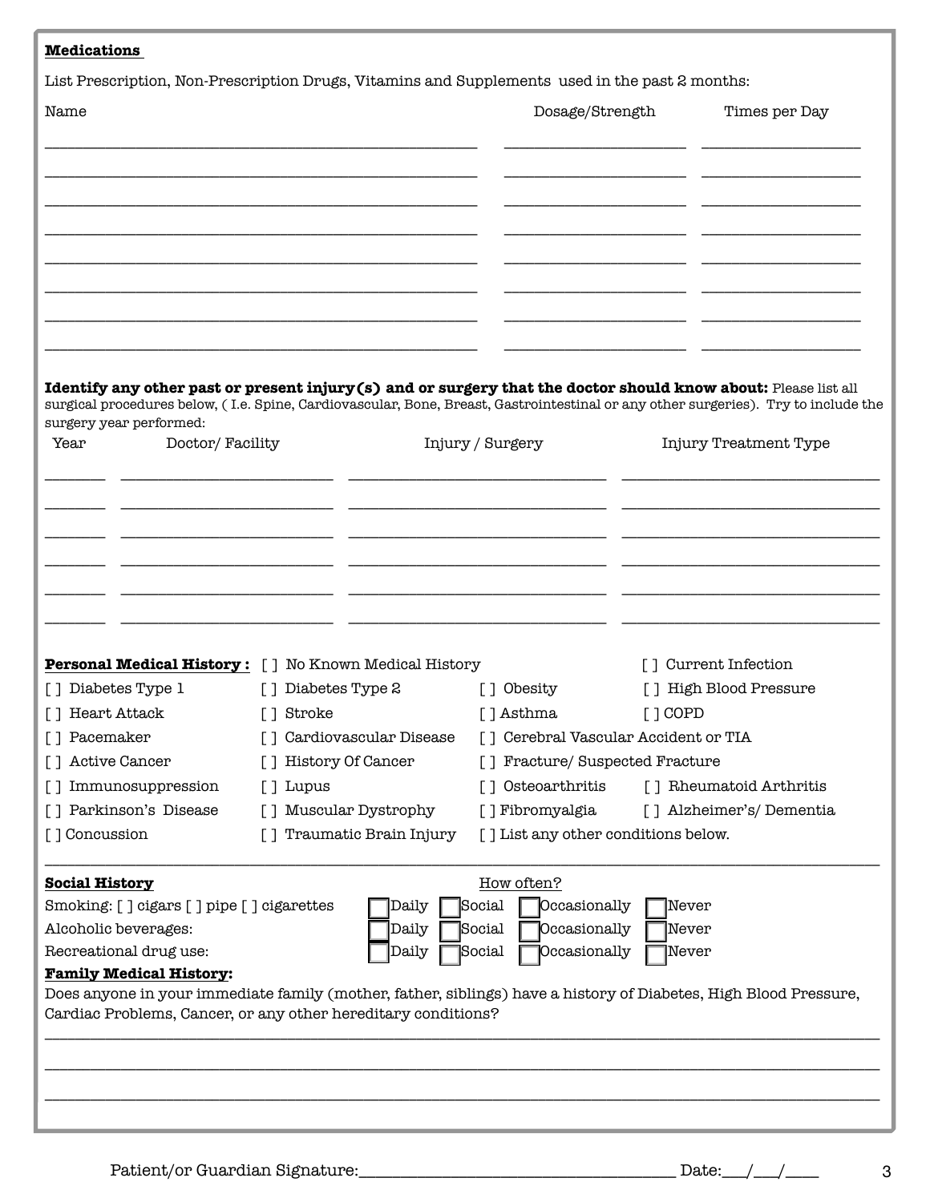**Medications**

List Prescription, Non-Prescription Drugs, Vitamins and Supplements used in the past 2 months:

| Name | Dosage/Strength | Times per Day |
|---|---|---|
| | | |
| | | |
| | | |
| | | |
| | | |
| | | |
| | | |
| | | |

**Identify any other past or present injury(s) and or surgery that the doctor should know about:** Please list all surgical procedures below, ( I.e. Spine, Cardiovascular, Bone, Breast, Gastrointestinal or any other surgeries). Try to include the surgery year performed:

| Year | Doctor/ Facility | Injury / Surgery | Injury Treatment Type |
|---|---|---|---|
| | | | |
| | | | |
| | | | |
| | | | |
| | | | |
| | | | |

**Personal Medical History :** [ ] No Known Medical History [ ] Current Infection

[ ] Diabetes Type 1 [ ] Diabetes Type 2 [ ] Obesity [ ] High Blood Pressure

[ ] Heart Attack [ ] Stroke [ ] Asthma [ ] COPD

[ ] Pacemaker [ ] Cardiovascular Disease [ ] Cerebral Vascular Accident or TIA

[ ] Active Cancer [ ] History Of Cancer [ ] Fracture/ Suspected Fracture

[ ] Immunosuppression [ ] Lupus [ ] Osteoarthritis [ ] Rheumatoid Arthritis

[ ] Parkinson's Disease [ ] Muscular Dystrophy [ ] Fibromyalgia [ ] Alzheimer's/ Dementia

[ ] Concussion [ ] Traumatic Brain Injury [ ] List any other conditions below.

______________________________________________________________________

**Social History**

How often?

Smoking: [ ] cigars [ ] pipe [ ] cigarettes ☐ Daily ☐ Social ☐ Occasionally ☐ Never

Alcoholic beverages: ☐ Daily ☐ Social ☐ Occasionally ☐ Never

Recreational drug use: ☐ Daily ☐ Social ☐ Occasionally ☐ Never

**Family Medical History:**

Does anyone in your immediate family (mother, father, siblings) have a history of Diabetes, High Blood Pressure, Cardiac Problems, Cancer, or any other hereditary conditions?

______________________________________________________________________

______________________________________________________________________

______________________________________________________________________

Patient/or Guardian Signature:______________________________ Date:___/___/____